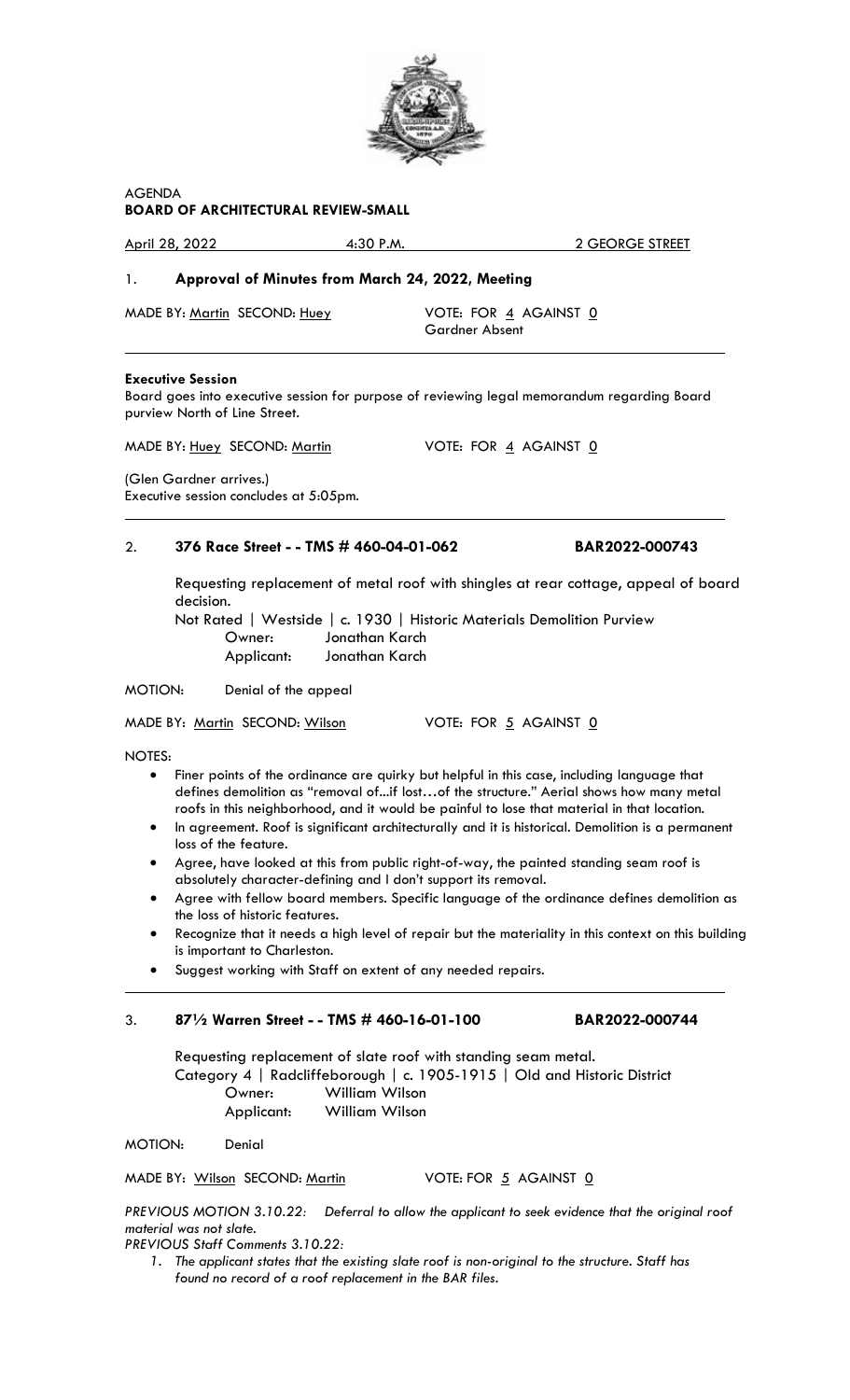AGENDA
**BOARD OF ARCHITECTURAL REVIEW-SMALL**

April 28, 2022 &nbsp;&nbsp;&nbsp;&nbsp;&nbsp;&nbsp;&nbsp;&nbsp; 4:30 P.M. &nbsp;&nbsp;&nbsp;&nbsp;&nbsp;&nbsp;&nbsp;&nbsp; 2 GEORGE STREET

1. **Approval of Minutes from March 24, 2022, Meeting**

MADE BY: Martin SECOND: Huey &nbsp;&nbsp;&nbsp;&nbsp; VOTE: FOR 4 AGAINST 0
Gardner Absent

---

**Executive Session**
Board goes into executive session for purpose of reviewing legal memorandum regarding Board purview North of Line Street.

MADE BY: Huey SECOND: Martin &nbsp;&nbsp;&nbsp;&nbsp; VOTE: FOR 4 AGAINST 0

(Glen Gardner arrives.)
Executive session concludes at 5:05pm.

---

2. **376 Race Street - - TMS # 460-04-01-062 &nbsp;&nbsp;&nbsp;&nbsp; BAR2022-000743**

Requesting replacement of metal roof with shingles at rear cottage, appeal of board decision.
Not Rated | Westside | c. 1930 | Historic Materials Demolition Purview
Owner: Jonathan Karch
Applicant: Jonathan Karch

MOTION: Denial of the appeal

MADE BY: Martin SECOND: Wilson &nbsp;&nbsp;&nbsp;&nbsp; VOTE: FOR 5 AGAINST 0

NOTES:

- Finer points of the ordinance are quirky but helpful in this case, including language that defines demolition as "removal of...if lost…of the structure." Aerial shows how many metal roofs in this neighborhood, and it would be painful to lose that material in that location.
- In agreement. Roof is significant architecturally and it is historical. Demolition is a permanent loss of the feature.
- Agree, have looked at this from public right-of-way, the painted standing seam roof is absolutely character-defining and I don't support its removal.
- Agree with fellow board members. Specific language of the ordinance defines demolition as the loss of historic features.
- Recognize that it needs a high level of repair but the materiality in this context on this building is important to Charleston.
- Suggest working with Staff on extent of any needed repairs.

---

3. **87½ Warren Street - - TMS # 460-16-01-100 &nbsp;&nbsp;&nbsp;&nbsp; BAR2022-000744**

Requesting replacement of slate roof with standing seam metal.
Category 4 | Radcliffeborough | c. 1905-1915 | Old and Historic District
Owner: William Wilson
Applicant: William Wilson

MOTION: Denial

MADE BY: Wilson SECOND: Martin &nbsp;&nbsp;&nbsp;&nbsp; VOTE: FOR 5 AGAINST 0

*PREVIOUS MOTION 3.10.22: Deferral to allow the applicant to seek evidence that the original roof material was not slate.*
*PREVIOUS Staff Comments 3.10.22:*

1. *The applicant states that the existing slate roof is non-original to the structure. Staff has found no record of a roof replacement in the BAR files.*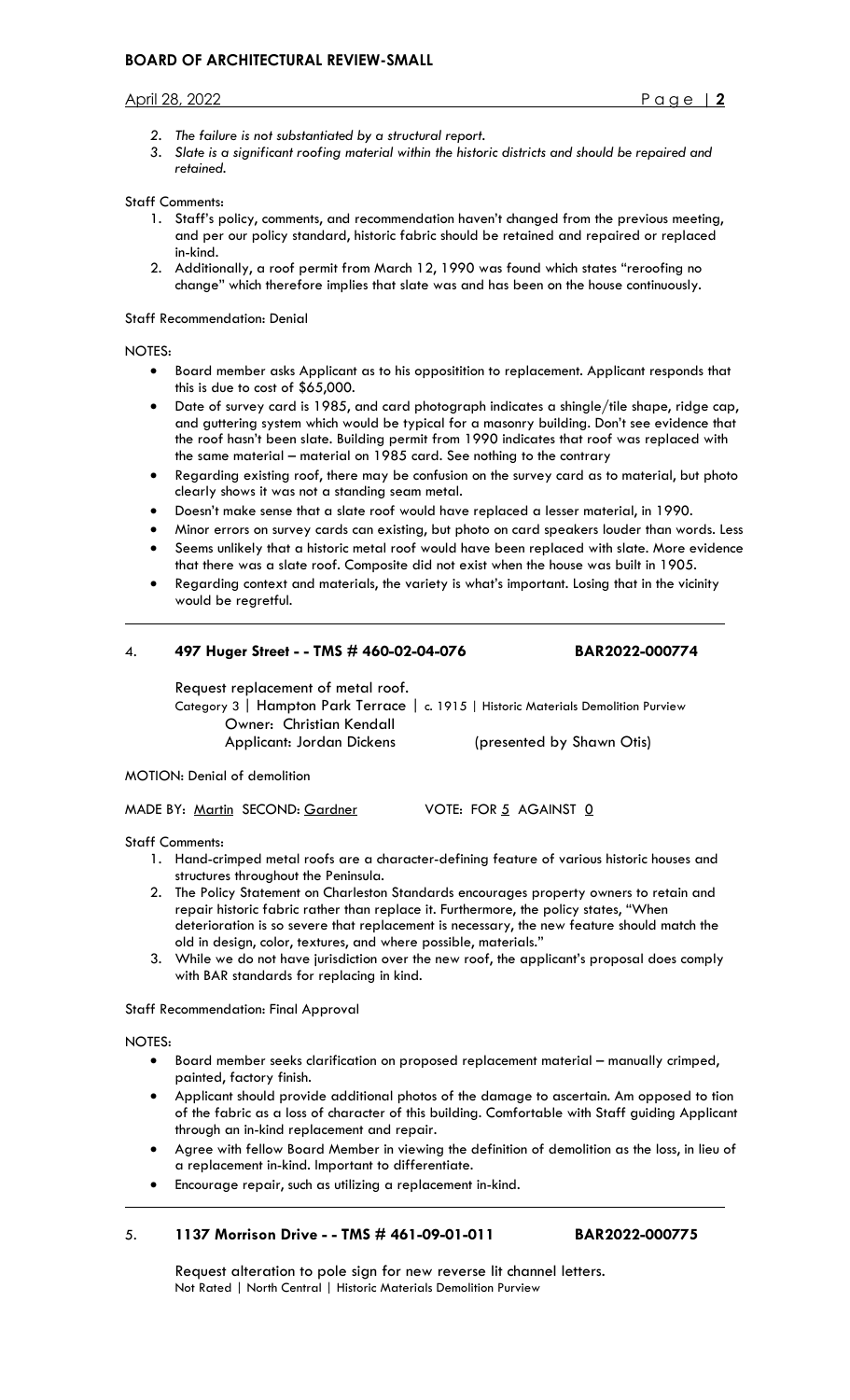2. *The failure is not substantiated by a structural report.*
3. *Slate is a significant roofing material within the historic districts and should be repaired and retained.*

Staff Comments:

1. Staff's policy, comments, and recommendation haven't changed from the previous meeting, and per our policy standard, historic fabric should be retained and repaired or replaced in-kind.
2. Additionally, a roof permit from March 12, 1990 was found which states "reroofing no change" which therefore implies that slate was and has been on the house continuously.

Staff Recommendation: Denial

NOTES:

- Board member asks Applicant as to his opposititionto replacement. Applicant responds that this is due to cost of $65,000.
- Date of survey card is 1985, and card photograph indicates a shingle/tile shape, ridge cap, and guttering system which would be typical for a masonry building. Don't see evidence that the roof hasn't been slate. Building permit from 1990 indicates that roof was replaced with the same material – material on 1985 card. See nothing to the contrary
- Regarding existing roof, there may be confusion on the survey card as to material, but photo clearly shows it was not a standing seam metal.
- Doesn't make sense that a slate roof would have replaced a lesser material, in 1990.
- Minor errors on survey cards can existing, but photo on card speakers louder than words. Less
- Seems unlikely that a historic metal roof would have been replaced with slate. More evidence that there was a slate roof. Composite did not exist when the house was built in 1905.
- Regarding context and materials, the variety is what's important. Losing that in the vicinity would be regretful.

---

4. **497 Huger Street - - TMS # 460-02-04-076 BAR2022-000774**

Request replacement of metal roof.
Category 3 | Hampton Park Terrace | c. 1915 | Historic Materials Demolition Purview
Owner: Christian Kendall
Applicant: Jordan Dickens (presented by Shawn Otis)

MOTION: Denial of demolition

MADE BY: Martin SECOND: Gardner VOTE: FOR 5 AGAINST 0

Staff Comments:

1. Hand-crimped metal roofs are a character-defining feature of various historic houses and structures throughout the Peninsula.
2. The Policy Statement on Charleston Standards encourages property owners to retain and repair historic fabric rather than replace it. Furthermore, the policy states, "When deterioration is so severe that replacement is necessary, the new feature should match the old in design, color, textures, and where possible, materials."
3. While we do not have jurisdiction over the new roof, the applicant's proposal does comply with BAR standards for replacing in kind.

Staff Recommendation: Final Approval

NOTES:

- Board member seeks clarification on proposed replacement material – manually crimped, painted, factory finish.
- Applicant should provide additional photos of the damage to ascertain. Am opposed to tion of the fabric as a loss of character of this building. Comfortable with Staff guiding Applicant through an in-kind replacement and repair.
- Agree with fellow Board Member in viewing the definition of demolition as the loss, in lieu of a replacement in-kind. Important to differentiate.
- Encourage repair, such as utilizing a replacement in-kind.

---

5. **1137 Morrison Drive - - TMS # 461-09-01-011 BAR2022-000775**

Request alteration to pole sign for new reverse lit channel letters.
Not Rated | North Central | Historic Materials Demolition Purview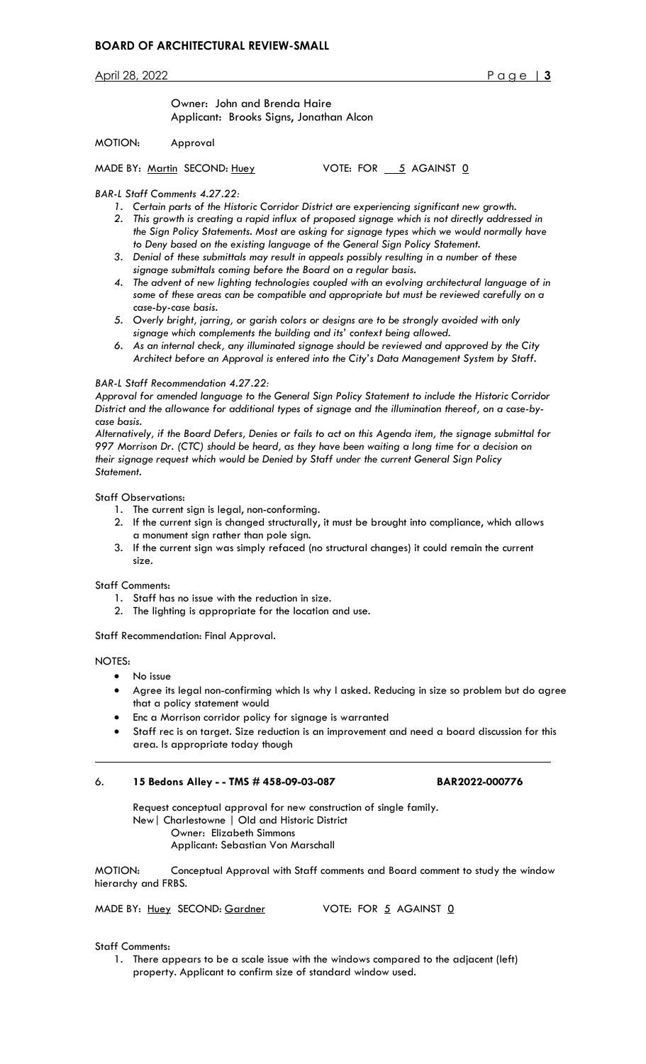Owner: John and Brenda Haire
Applicant: Brooks Signs, Jonathan Alcon

MOTION: Approval

MADE BY: Martin SECOND: Huey VOTE: FOR 5 AGAINST 0

*BAR-L Staff Comments 4.27.22:*

1. *Certain parts of the Historic Corridor District are experiencing significant new growth.*
2. *This growth is creating a rapid influx of proposed signage which is not directly addressed in the Sign Policy Statements. Most are asking for signage types which we would normally have to Deny based on the existing language of the General Sign Policy Statement.*
3. *Denial of these submittals may result in appeals possibly resulting in a number of these signage submittals coming before the Board on a regular basis.*
4. *The advent of new lighting technologies coupled with an evolving architectural language of in some of these areas can be compatible and appropriate but must be reviewed carefully on a case-by-case basis.*
5. *Overly bright, jarring, or garish colors or designs are to be strongly avoided with only signage which complements the building and its' context being allowed.*
6. *As an internal check, any illuminated signage should be reviewed and approved by the City Architect before an Approval is entered into the City's Data Management System by Staff.*

*BAR-L Staff Recommendation 4.27.22:*
*Approval for amended language to the General Sign Policy Statement to include the Historic Corridor District and the allowance for additional types of signage and the illumination thereof, on a case-by-case basis.*
*Alternatively, if the Board Defers, Denies or fails to act on this Agenda item, the signage submittal for 997 Morrison Dr. (CTC) should be heard, as they have been waiting a long time for a decision on their signage request which would be Denied by Staff under the current General Sign Policy Statement.*

Staff Observations:

1. The current sign is legal, non-conforming.
2. If the current sign is changed structurally, it must be brought into compliance, which allows a monument sign rather than pole sign.
3. If the current sign was simply refaced (no structural changes) it could remain the current size.

Staff Comments:

1. Staff has no issue with the reduction in size.
2. The lighting is appropriate for the location and use.

Staff Recommendation: Final Approval.

NOTES:

- No issue
- Agree its legal non-confirming which Is why I asked. Reducing in size so problem but do agree that a policy statement would
- Enc a Morrison corridor policy for signage is warranted
- Staff rec is on target. Size reduction is an improvement and need a board discussion for this area. Is appropriate today though

---

6. **15 Bedons Alley - - TMS # 458-09-03-087** **BAR2022-000776**

Request conceptual approval for new construction of single family.
New| Charlestowne | Old and Historic District
Owner: Elizabeth Simmons
Applicant: Sebastian Von Marschall

MOTION: Conceptual Approval with Staff comments and Board comment to study the window hierarchy and FRBS.

MADE BY: Huey SECOND: Gardner VOTE: FOR 5 AGAINST 0

Staff Comments:

1. There appears to be a scale issue with the windows compared to the adjacent (left) property. Applicant to confirm size of standard window used.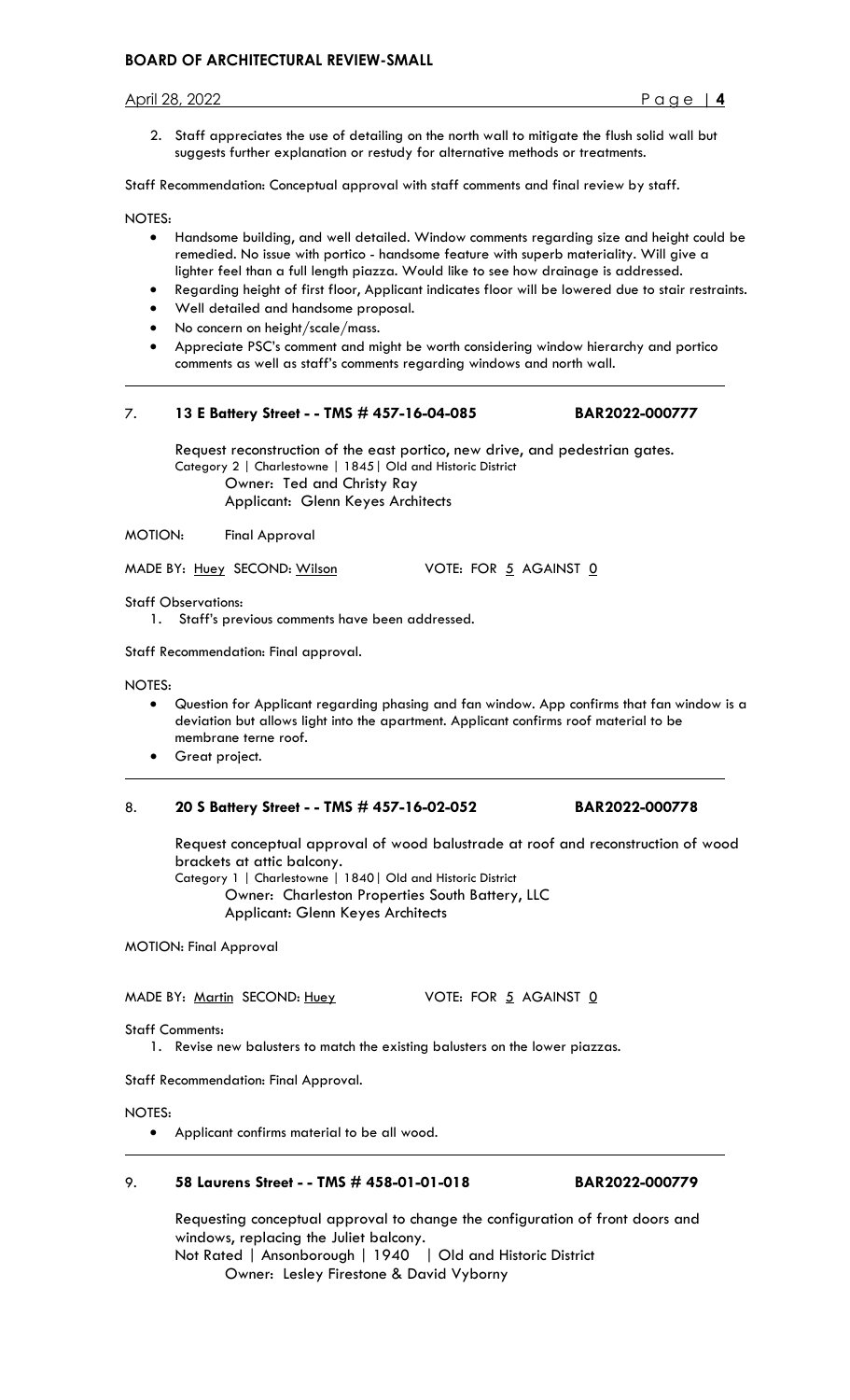2. Staff appreciates the use of detailing on the north wall to mitigate the flush solid wall but suggests further explanation or restudy for alternative methods or treatments.

Staff Recommendation: Conceptual approval with staff comments and final review by staff.

NOTES:

- Handsome building, and well detailed. Window comments regarding size and height could be remedied. No issue with portico - handsome feature with superb materiality. Will give a lighter feel than a full length piazza. Would like to see how drainage is addressed.
- Regarding height of first floor, Applicant indicates floor will be lowered due to stair restraints.
- Well detailed and handsome proposal.
- No concern on height/scale/mass.
- Appreciate PSC's comment and might be worth considering window hierarchy and portico comments as well as staff's comments regarding windows and north wall.

---

7. **13 E Battery Street - - TMS # 457-16-04-085 BAR2022-000777**

Request reconstruction of the east portico, new drive, and pedestrian gates.
Category 2 | Charlestowne | 1845| Old and Historic District
Owner: Ted and Christy Ray
Applicant: Glenn Keyes Architects

MOTION: Final Approval

MADE BY: Huey SECOND: Wilson VOTE: FOR 5 AGAINST 0

Staff Observations:

1. Staff's previous comments have been addressed.

Staff Recommendation: Final approval.

NOTES:

- Question for Applicant regarding phasing and fan window. App confirms that fan window is a deviation but allows light into the apartment. Applicant confirms roof material to be membrane terne roof.
- Great project.

---

8. **20 S Battery Street - - TMS # 457-16-02-052 BAR2022-000778**

Request conceptual approval of wood balustrade at roof and reconstruction of wood brackets at attic balcony.
Category 1 | Charlestowne | 1840| Old and Historic District
Owner: Charleston Properties South Battery, LLC
Applicant: Glenn Keyes Architects

MOTION: Final Approval

MADE BY: Martin SECOND: Huey VOTE: FOR 5 AGAINST 0

Staff Comments:

1. Revise new balusters to match the existing balusters on the lower piazzas.

Staff Recommendation: Final Approval.

NOTES:

- Applicant confirms material to be all wood.

---

9. **58 Laurens Street - - TMS # 458-01-01-018 BAR2022-000779**

Requesting conceptual approval to change the configuration of front doors and windows, replacing the Juliet balcony.
Not Rated | Ansonborough | 1940 | Old and Historic District
Owner: Lesley Firestone & David Vyborny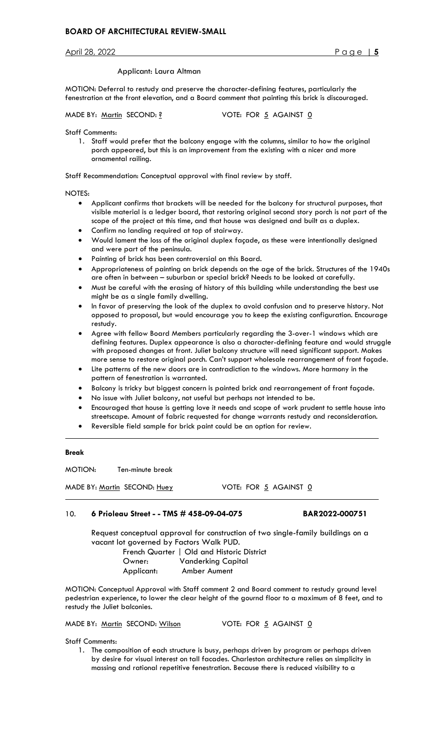Applicant: Laura Altman

MOTION: Deferral to restudy and preserve the character-defining features, particularly the fenestration at the front elevation, and a Board comment that painting this brick is discouraged.

MADE BY: Martin SECOND: ? VOTE: FOR 5 AGAINST 0

Staff Comments:

1. Staff would prefer that the balcony engage with the columns, similar to how the original porch appeared, but this is an improvement from the existing with a nicer and more ornamental railing.

Staff Recommendation: Conceptual approval with final review by staff.

NOTES:

- Applicant confirms that brackets will be needed for the balcony for structural purposes, that visible material is a ledger board, that restoring original second story porch is not part of the scope of the project at this time, and that house was designed and built as a duplex.
- Confirm no landing required at top of stairway.
- Would lament the loss of the original duplex façade, as these were intentionally designed and were part of the peninsula.
- Painting of brick has been controversial on this Board.
- Appropriateness of painting on brick depends on the age of the brick. Structures of the 1940s are often in between – suburban or special brick? Needs to be looked at carefully.
- Must be careful with the erasing of history of this building while understanding the best use might be as a single family dwelling.
- In favor of preserving the look of the duplex to avoid confusion and to preserve history. Not opposed to proposal, but would encourage you to keep the existing configuration. Encourage restudy.
- Agree with fellow Board Members particularly regarding the 3-over-1 windows which are defining features. Duplex appearance is also a character-defining feature and would struggle with proposed changes at front. Juliet balcony structure will need significant support. Makes more sense to restore original porch. Can't support wholesale rearrangement of front façade.
- Lite patterns of the new doors are in contradiction to the windows. More harmony in the pattern of fenestration is warranted.
- Balcony is tricky but biggest concern is painted brick and rearrangement of front façade.
- No issue with Juliet balcony, not useful but perhaps not intended to be.
- Encouraged that house is getting love it needs and scope of work prudent to settle house into streetscape. Amount of fabric requested for change warrants restudy and reconsideration.
- Reversible field sample for brick paint could be an option for review.

---

**Break**

MOTION: Ten-minute break

MADE BY: Martin SECOND: Huey VOTE: FOR 5 AGAINST 0

---

10. **6 Prioleau Street - - TMS # 458-09-04-075 BAR2022-000751**

Request conceptual approval for construction of two single-family buildings on a vacant lot governed by Factors Walk PUD.

French Quarter | Old and Historic District
Owner: Vanderking Capital
Applicant: Amber Aument

MOTION: Conceptual Approval with Staff comment 2 and Board comment to restudy ground level pedestrian experience, to lower the clear height of the gournd floor to a maximum of 8 feet, and to restudy the Juliet balconies.

MADE BY: Martin SECOND: Wilson VOTE: FOR 5 AGAINST 0

Staff Comments:

1. The composition of each structure is busy, perhaps driven by program or perhaps driven by desire for visual interest on tall facades. Charleston architecture relies on simplicity in massing and rational repetitive fenestration. Because there is reduced visibility to a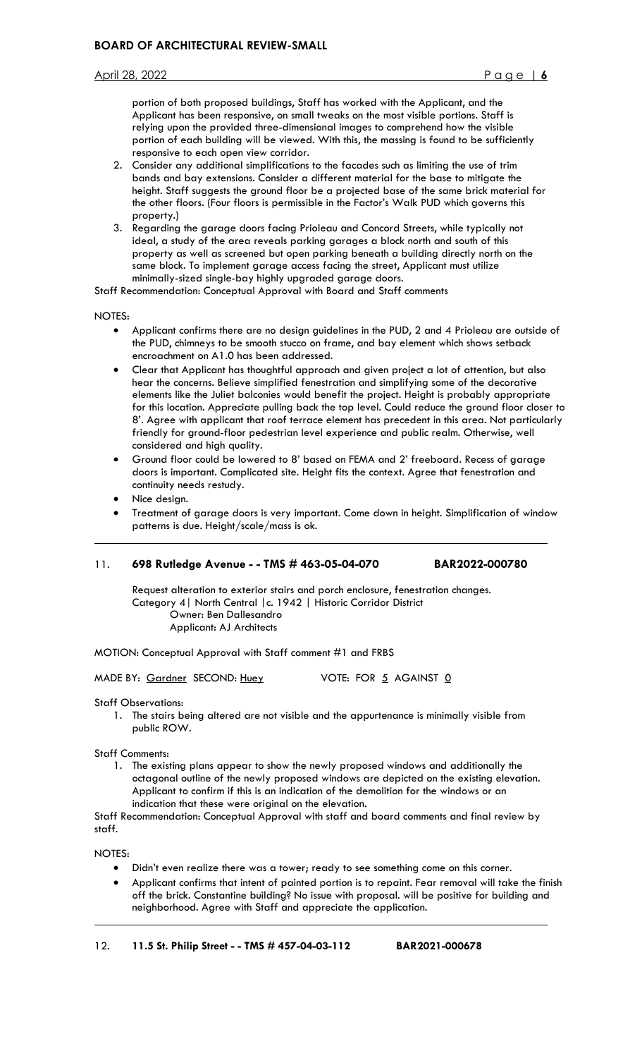portion of both proposed buildings, Staff has worked with the Applicant, and the Applicant has been responsive, on small tweaks on the most visible portions. Staff is relying upon the provided three-dimensional images to comprehend how the visible portion of each building will be viewed. With this, the massing is found to be sufficiently responsive to each open view corridor.

2. Consider any additional simplifications to the facades such as limiting the use of trim bands and bay extensions. Consider a different material for the base to mitigate the height. Staff suggests the ground floor be a projected base of the same brick material for the other floors. (Four floors is permissible in the Factor's Walk PUD which governs this property.)
3. Regarding the garage doors facing Prioleau and Concord Streets, while typically not ideal, a study of the area reveals parking garages a block north and south of this property as well as screened but open parking beneath a building directly north on the same block. To implement garage access facing the street, Applicant must utilize minimally-sized single-bay highly upgraded garage doors.

Staff Recommendation: Conceptual Approval with Board and Staff comments

NOTES:

- Applicant confirms there are no design guidelines in the PUD, 2 and 4 Prioleau are outside of the PUD, chimneys to be smooth stucco on frame, and bay element which shows setback encroachment on A1.0 has been addressed.
- Clear that Applicant has thoughtful approach and given project a lot of attention, but also hear the concerns. Believe simplified fenestration and simplifying some of the decorative elements like the Juliet balconies would benefit the project. Height is probably appropriate for this location. Appreciate pulling back the top level. Could reduce the ground floor closer to 8'. Agree with applicant that roof terrace element has precedent in this area. Not particularly friendly for ground-floor pedestrian level experience and public realm. Otherwise, well considered and high quality.
- Ground floor could be lowered to 8' based on FEMA and 2' freeboard. Recess of garage doors is important. Complicated site. Height fits the context. Agree that fenestration and continuity needs restudy.
- Nice design.
- Treatment of garage doors is very important. Come down in height. Simplification of window patterns is due. Height/scale/mass is ok.

---

11. **698 Rutledge Avenue - - TMS # 463-05-04-070 BAR2022-000780**

Request alteration to exterior stairs and porch enclosure, fenestration changes.
Category 4| North Central |c. 1942 | Historic Corridor District
Owner: Ben Dallesandro
Applicant: AJ Architects

MOTION: Conceptual Approval with Staff comment #1 and FRBS

MADE BY: Gardner SECOND: Huey VOTE: FOR 5 AGAINST 0

Staff Observations:

1. The stairs being altered are not visible and the appurtenance is minimally visible from public ROW.

Staff Comments:

1. The existing plans appear to show the newly proposed windows and additionally the octagonal outline of the newly proposed windows are depicted on the existing elevation. Applicant to confirm if this is an indication of the demolition for the windows or an indication that these were original on the elevation.

Staff Recommendation: Conceptual Approval with staff and board comments and final review by staff.

NOTES:

- Didn't even realize there was a tower; ready to see something come on this corner.
- Applicant confirms that intent of painted portion is to repaint. Fear removal will take the finish off the brick. Constantine building? No issue with proposal. will be positive for building and neighborhood. Agree with Staff and appreciate the application.

---

12. **11.5 St. Philip Street - - TMS # 457-04-03-112 BAR2021-000678**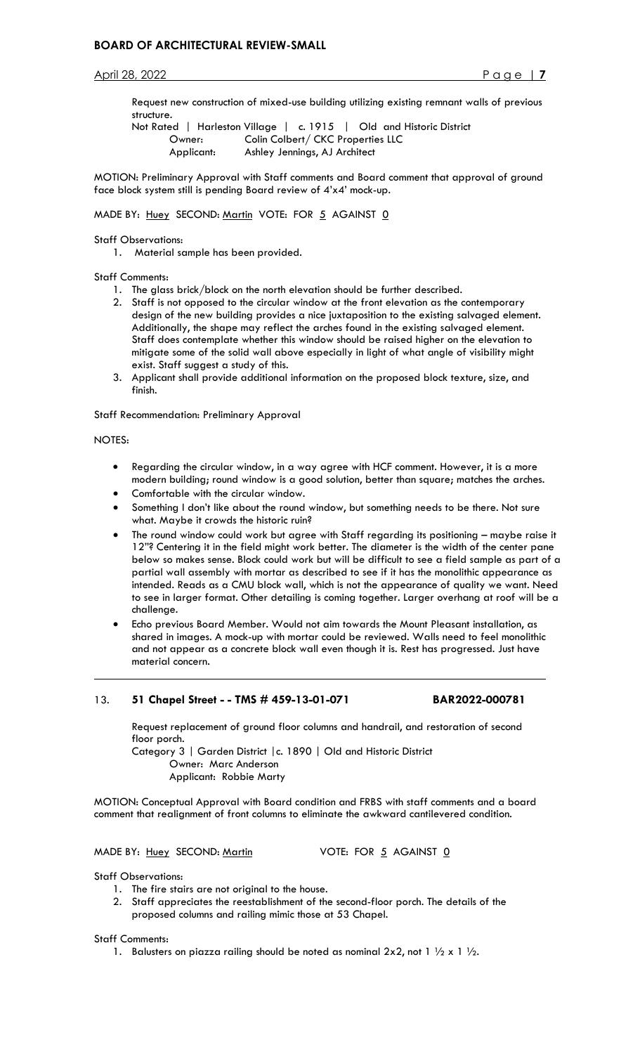Request new construction of mixed-use building utilizing existing remnant walls of previous structure.

Not Rated | Harleston Village | c. 1915 | Old and Historic District

Owner: Colin Colbert/ CKC Properties LLC

Applicant: Ashley Jennings, AJ Architect

MOTION: Preliminary Approval with Staff comments and Board comment that approval of ground face block system still is pending Board review of 4'x4' mock-up.

MADE BY: Huey SECOND: Martin VOTE: FOR 5 AGAINST 0

Staff Observations:

1. Material sample has been provided.

Staff Comments:

1. The glass brick/block on the north elevation should be further described.
2. Staff is not opposed to the circular window at the front elevation as the contemporary design of the new building provides a nice juxtaposition to the existing salvaged element. Additionally, the shape may reflect the arches found in the existing salvaged element. Staff does contemplate whether this window should be raised higher on the elevation to mitigate some of the solid wall above especially in light of what angle of visibility might exist. Staff suggest a study of this.
3. Applicant shall provide additional information on the proposed block texture, size, and finish.

Staff Recommendation: Preliminary Approval

NOTES:

- Regarding the circular window, in a way agree with HCF comment. However, it is a more modern building; round window is a good solution, better than square; matches the arches.
- Comfortable with the circular window.
- Something I don't like about the round window, but something needs to be there. Not sure what. Maybe it crowds the historic ruin?
- The round window could work but agree with Staff regarding its positioning – maybe raise it 12"? Centering it in the field might work better. The diameter is the width of the center pane below so makes sense. Block could work but will be difficult to see a field sample as part of a partial wall assembly with mortar as described to see if it has the monolithic appearance as intended. Reads as a CMU block wall, which is not the appearance of quality we want. Need to see in larger format. Other detailing is coming together. Larger overhang at roof will be a challenge.
- Echo previous Board Member. Would not aim towards the Mount Pleasant installation, as shared in images. A mock-up with mortar could be reviewed. Walls need to feel monolithic and not appear as a concrete block wall even though it is. Rest has progressed. Just have material concern.

---

## 13. 51 Chapel Street - - TMS # 459-13-01-071 BAR2022-000781

Request replacement of ground floor columns and handrail, and restoration of second floor porch.

Category 3 | Garden District |c. 1890 | Old and Historic District

Owner: Marc Anderson

Applicant: Robbie Marty

MOTION: Conceptual Approval with Board condition and FRBS with staff comments and a board comment that realignment of front columns to eliminate the awkward cantilevered condition.

MADE BY: Huey SECOND: Martin VOTE: FOR 5 AGAINST 0

Staff Observations:

1. The fire stairs are not original to the house.
2. Staff appreciates the reestablishment of the second-floor porch. The details of the proposed columns and railing mimic those at 53 Chapel.

Staff Comments:

1. Balusters on piazza railing should be noted as nominal 2x2, not 1 ½ x 1 ½.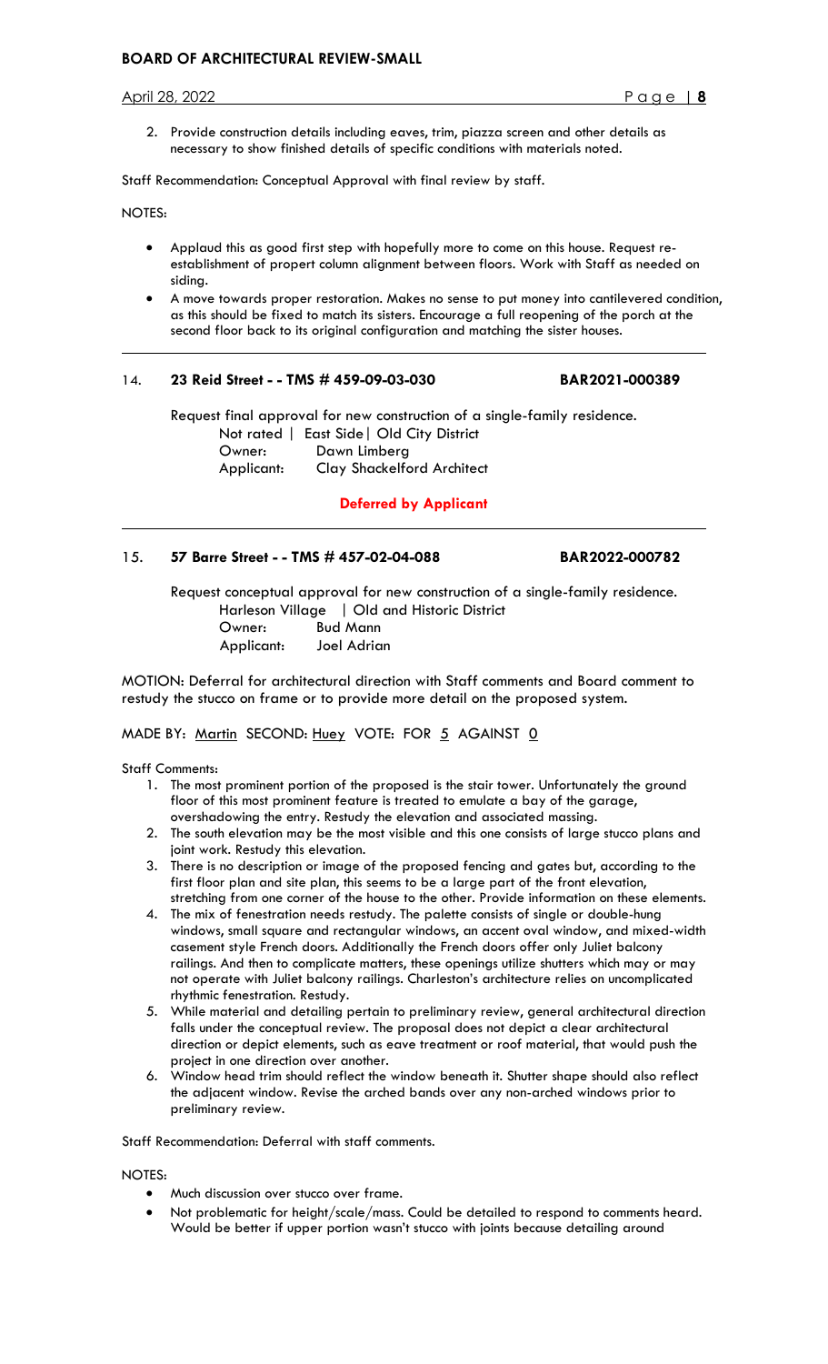2. Provide construction details including eaves, trim, piazza screen and other details as necessary to show finished details of specific conditions with materials noted.

Staff Recommendation: Conceptual Approval with final review by staff.

NOTES:

- Applaud this as good first step with hopefully more to come on this house. Request re-establishment of propert column alignment between floors. Work with Staff as needed on siding.
- A move towards proper restoration. Makes no sense to put money into cantilevered condition, as this should be fixed to match its sisters. Encourage a full reopening of the porch at the second floor back to its original configuration and matching the sister houses.

---

14. **23 Reid Street - - TMS # 459-09-03-030** **BAR2021-000389**

Request final approval for new construction of a single-family residence.
Not rated | East Side| Old City District
Owner: Dawn Limberg
Applicant: Clay Shackelford Architect

**Deferred by Applicant**

---

15. **57 Barre Street - - TMS # 457-02-04-088** **BAR2022-000782**

Request conceptual approval for new construction of a single-family residence.
Harleson Village | Old and Historic District
Owner: Bud Mann
Applicant: Joel Adrian

MOTION: Deferral for architectual direction with Staff comments and Board comment to restudy the stucco on frame or to provide more detail on the proposed system.

MADE BY: Martin SECOND: Huey VOTE: FOR 5 AGAINST 0

Staff Comments:

1. The most prominent portion of the proposed is the stair tower. Unfortunately the ground floor of this most prominent feature is treated to emulate a bay of the garage, overshadowing the entry. Restudy the elevation and associated massing.
2. The south elevation may be the most visible and this one consists of large stucco plans and joint work. Restudy this elevation.
3. There is no description or image of the proposed fencing and gates but, according to the first floor plan and site plan, this seems to be a large part of the front elevation, stretching from one corner of the house to the other. Provide information on these elements.
4. The mix of fenestration needs restudy. The palette consists of single or double-hung windows, small square and rectangular windows, an accent oval window, and mixed-width casement style French doors. Additionally the French doors offer only Juliet balcony railings. And then to complicate matters, these openings utilize shutters which may or may not operate with Juliet balcony railings. Charleston's architecture relies on uncomplicated rhythmic fenestration. Restudy.
5. While material and detailing pertain to preliminary review, general architectural direction falls under the conceptual review. The proposal does not depict a clear architectural direction or depict elements, such as eave treatment or roof material, that would push the project in one direction over another.
6. Window head trim should reflect the window beneath it. Shutter shape should also reflect the adjacent window. Revise the arched bands over any non-arched windows prior to preliminary review.

Staff Recommendation: Deferral with staff comments.

NOTES:

- Much discussion over stucco over frame.
- Not problematic for height/scale/mass. Could be detailed to respond to comments heard. Would be better if upper portion wasn't stucco with joints because detailing around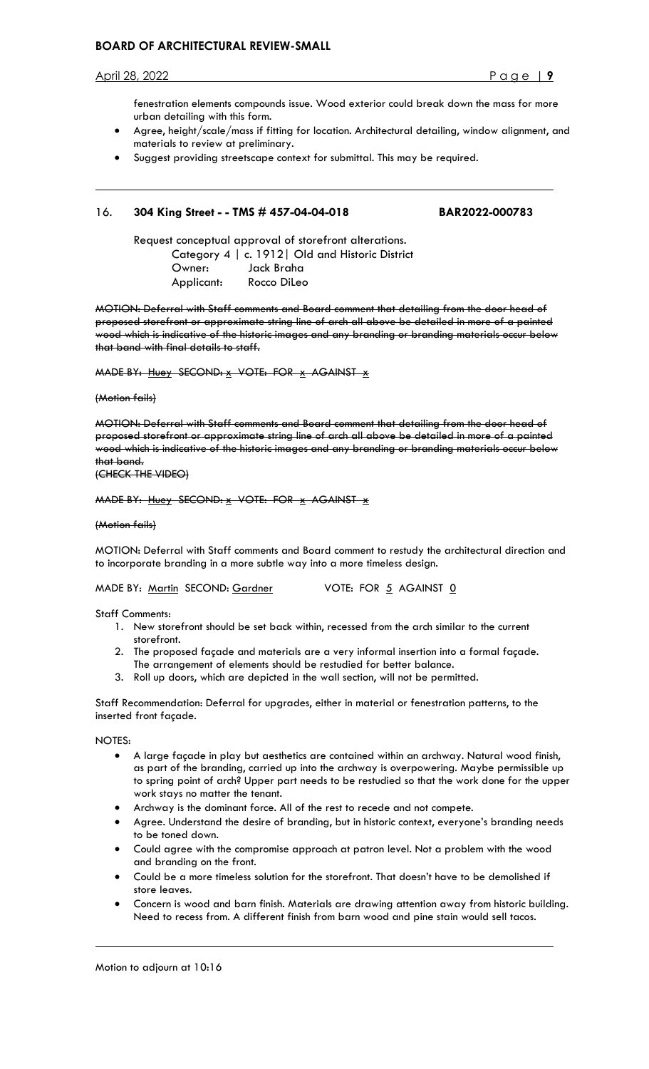fenestration elements compounds issue. Wood exterior could break down the mass for more urban detailing with this form.

- Agree, height/scale/mass if fitting for location. Architectural detailing, window alignment, and materials to review at preliminary.
- Suggest providing streetscape context for submittal. This may be required.

---

16. **304 King Street - - TMS # 457-04-04-018 BAR2022-000783**

Request conceptual approval of storefront alterations.
Category 4 | c. 1912| Old and Historic District
Owner: Jack Braha
Applicant: Rocco DiLeo

~~MOTION: Deferral with Staff comments and Board comment that detailing from the door head of proposed storefront or approximate string line of arch all above be detailed in more of a painted wood which is indicative of the historic images and any branding or branding materials occur below that band with final details to staff.~~

~~MADE BY: Huey SECOND: x VOTE: FOR x AGAINST x~~

~~(Motion fails)~~

~~MOTION: Deferral with Staff comments and Board comment that detailing from the door head of proposed storefront or approximate string line of arch all above be detailed in more of a painted wood which is indicative of the historic images and any branding or branding materials occur below that band.~~
~~(CHECK THE VIDEO)~~

~~MADE BY: Huey SECOND: x VOTE: FOR x AGAINST x~~

~~(Motion fails)~~

MOTION: Deferral with Staff comments and Board comment to restudy the architectural direction and to incorporate branding in a more subtle way into a more timeless design.

MADE BY: Martin SECOND: Gardner VOTE: FOR 5 AGAINST 0

Staff Comments:

1. New storefront should be set back within, recessed from the arch similar to the current storefront.
2. The proposed façade and materials are a very informal insertion into a formal façade. The arrangement of elements should be restudied for better balance.
3. Roll up doors, which are depicted in the wall section, will not be permitted.

Staff Recommendation: Deferral for upgrades, either in material or fenestration patterns, to the inserted front façade.

NOTES:

- A large façade in play but aesthetics are contained within an archway. Natural wood finish, as part of the branding, carried up into the archway is overpowering. Maybe permissible up to spring point of arch? Upper part needs to be restudied so that the work done for the upper work stays no matter the tenant.
- Archway is the dominant force. All of the rest to recede and not compete.
- Agree. Understand the desire of branding, but in historic context, everyone's branding needs to be toned down.
- Could agree with the compromise approach at patron level. Not a problem with the wood and branding on the front.
- Could be a more timeless solution for the storefront. That doesn't have to be demolished if store leaves.
- Concern is wood and barn finish. Materials are drawing attention away from historic building. Need to recess from. A different finish from barn wood and pine stain would sell tacos.

---

Motion to adjourn at 10:16